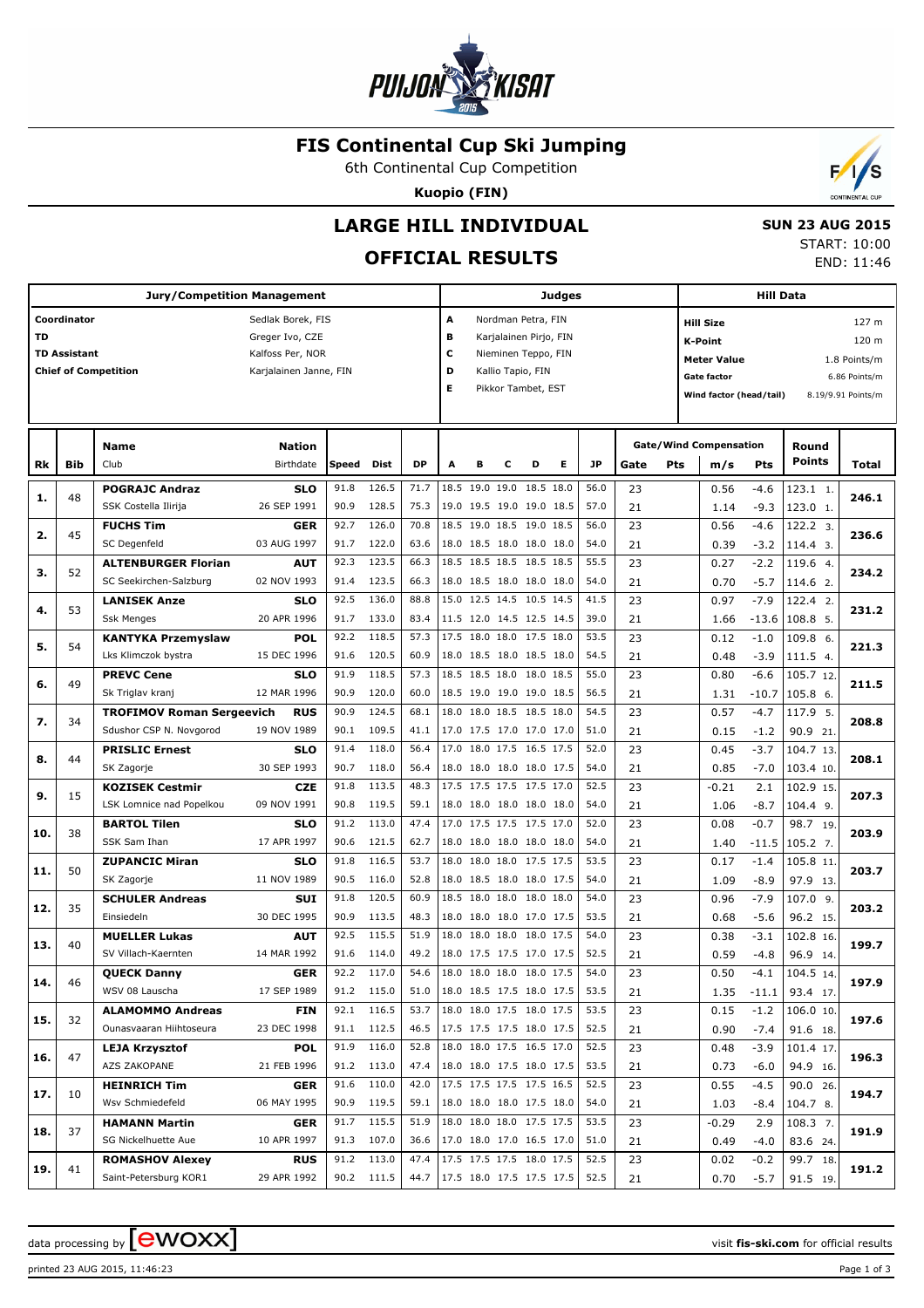# FIS Continental Cup Ski Jumping

6th Continental Cup Competition

**Kuopio (FIN)**

## LARGE HILL INDIVIDUAL

## OFFICIAL RESULTS

**SUN 23 AUG 2015**
START: 10:00
END: 11:46

| Jury/Competition Management | | Judges | | Hill Data | |
|---|---|---|---|---|---|
| Coordinator | Sedlak Borek, FIS | A | Nordman Petra, FIN | Hill Size | 127 m |
| TD | Greger Ivo, CZE | B | Karjalainen Pirjo, FIN | K-Point | 120 m |
| TD Assistant | Kalfoss Per, NOR | C | Nieminen Teppo, FIN | Meter Value | 1.8 Points/m |
| Chief of Competition | Karjalainen Janne, FIN | D | Kallio Tapio, FIN | Gate factor | 6.86 Points/m |
| | | E | Pikkor Tambet, EST | Wind factor (head/tail) | 8.19/9.91 Points/m |

| Rk | Bib | Name / Club | Nation / Birthdate | Speed | Dist | DP | A | B | C | D | E | JP | Gate | Pts | m/s | Pts | Round Points | Total |
|---|---|---|---|---|---|---|---|---|---|---|---|---|---|---|---|---|---|---|
| 1. | 48 | **POGRAJC Andraz** | **SLO** | 91.8 | 126.5 | 71.7 | 18.5 | 19.0 | 19.0 | 18.5 | 18.0 | 56.0 | 23 | | 0.56 | -4.6 | 123.1 1. | 246.1 |
| | | SSK Costella Ilirija | 26 SEP 1991 | 90.9 | 128.5 | 75.3 | 19.0 | 19.5 | 19.0 | 19.0 | 18.5 | 57.0 | 21 | | 1.14 | -9.3 | 123.0 1. | |
| 2. | 45 | **FUCHS Tim** | **GER** | 92.7 | 126.0 | 70.8 | 18.5 | 19.0 | 18.5 | 19.0 | 18.5 | 56.0 | 23 | | 0.56 | -4.6 | 122.2 3. | 236.6 |
| | | SC Degenfeld | 03 AUG 1997 | 91.7 | 122.0 | 63.6 | 18.0 | 18.5 | 18.0 | 18.0 | 18.0 | 54.0 | 21 | | 0.39 | -3.2 | 114.4 3. | |
| 3. | 52 | **ALTENBURGER Florian** | **AUT** | 92.3 | 123.5 | 66.3 | 18.5 | 18.5 | 18.5 | 18.5 | 18.5 | 55.5 | 23 | | 0.27 | -2.2 | 119.6 4. | 234.2 |
| | | SC Seekirchen-Salzburg | 02 NOV 1993 | 91.4 | 123.5 | 66.3 | 18.0 | 18.5 | 18.0 | 18.0 | 18.0 | 54.0 | 21 | | 0.70 | -5.7 | 114.6 2. | |
| 4. | 53 | **LANISEK Anze** | **SLO** | 92.5 | 136.0 | 88.8 | 15.0 | 12.5 | 14.5 | 10.5 | 14.5 | 41.5 | 23 | | 0.97 | -7.9 | 122.4 2. | 231.2 |
| | | Ssk Menges | 20 APR 1996 | 91.7 | 133.0 | 83.4 | 11.5 | 12.0 | 14.5 | 12.5 | 14.5 | 39.0 | 21 | | 1.66 | -13.6 | 108.8 5. | |
| 5. | 54 | **KANTYKA Przemyslaw** | **POL** | 92.2 | 118.5 | 57.3 | 17.5 | 18.0 | 18.0 | 17.5 | 18.0 | 53.5 | 23 | | 0.12 | -1.0 | 109.8 6. | 221.3 |
| | | Lks Klimczok bystra | 15 DEC 1996 | 91.6 | 120.5 | 60.9 | 18.0 | 18.5 | 18.0 | 18.5 | 18.0 | 54.5 | 21 | | 0.48 | -3.9 | 111.5 4. | |
| 6. | 49 | **PREVC Cene** | **SLO** | 91.9 | 118.5 | 57.3 | 18.5 | 18.5 | 18.0 | 18.0 | 18.5 | 55.0 | 23 | | 0.80 | -6.6 | 105.7 12. | 211.5 |
| | | Sk Triglav kranj | 12 MAR 1996 | 90.9 | 120.0 | 60.0 | 18.5 | 19.0 | 19.0 | 19.0 | 18.5 | 56.5 | 21 | | 1.31 | -10.7 | 105.8 6. | |
| 7. | 34 | **TROFIMOV Roman Sergeevich** | **RUS** | 90.9 | 124.5 | 68.1 | 18.0 | 18.0 | 18.5 | 18.5 | 18.0 | 54.5 | 23 | | 0.57 | -4.7 | 117.9 5. | 208.8 |
| | | Sdushor CSP N. Novgorod | 19 NOV 1989 | 90.1 | 109.5 | 41.1 | 17.0 | 17.5 | 17.0 | 17.0 | 17.0 | 51.0 | 21 | | 0.15 | -1.2 | 90.9 21. | |
| 8. | 44 | **PRISLIC Ernest** | **SLO** | 91.4 | 118.0 | 56.4 | 17.0 | 18.0 | 17.5 | 16.5 | 17.5 | 52.0 | 23 | | 0.45 | -3.7 | 104.7 13. | 208.1 |
| | | SK Zagorje | 30 SEP 1993 | 90.7 | 118.0 | 56.4 | 18.0 | 18.0 | 18.0 | 18.0 | 17.5 | 54.0 | 21 | | 0.85 | -7.0 | 103.4 10. | |
| 9. | 15 | **KOZISEK Cestmir** | **CZE** | 91.8 | 113.5 | 48.3 | 17.5 | 17.5 | 17.5 | 17.5 | 17.0 | 52.5 | 23 | | -0.21 | 2.1 | 102.9 15. | 207.3 |
| | | LSK Lomnice nad Popelkou | 09 NOV 1991 | 90.8 | 119.5 | 59.1 | 18.0 | 18.0 | 18.0 | 18.0 | 18.0 | 54.0 | 21 | | 1.06 | -8.7 | 104.4 9. | |
| 10. | 38 | **BARTOL Tilen** | **SLO** | 91.2 | 113.0 | 47.4 | 17.0 | 17.5 | 17.5 | 17.5 | 17.0 | 52.0 | 23 | | 0.08 | -0.7 | 98.7 19. | 203.9 |
| | | SSK Sam Ihan | 17 APR 1997 | 90.6 | 121.5 | 62.7 | 18.0 | 18.0 | 18.0 | 18.0 | 18.0 | 54.0 | 21 | | 1.40 | -11.5 | 105.2 7. | |
| 11. | 50 | **ZUPANCIC Miran** | **SLO** | 91.8 | 116.5 | 53.7 | 18.0 | 18.0 | 18.0 | 17.5 | 17.5 | 53.5 | 23 | | 0.17 | -1.4 | 105.8 11. | 203.7 |
| | | SK Zagorje | 11 NOV 1989 | 90.5 | 116.0 | 52.8 | 18.0 | 18.5 | 18.0 | 18.0 | 17.5 | 54.0 | 21 | | 1.09 | -8.9 | 97.9 13. | |
| 12. | 35 | **SCHULER Andreas** | **SUI** | 91.8 | 120.5 | 60.9 | 18.5 | 18.0 | 18.0 | 18.0 | 18.0 | 54.0 | 23 | | 0.96 | -7.9 | 107.0 9. | 203.2 |
| | | Einsiedeln | 30 DEC 1995 | 90.9 | 113.5 | 48.3 | 18.0 | 18.0 | 18.0 | 17.0 | 17.5 | 53.5 | 21 | | 0.68 | -5.6 | 96.2 15. | |
| 13. | 40 | **MUELLER Lukas** | **AUT** | 92.5 | 115.5 | 51.9 | 18.0 | 18.0 | 18.0 | 18.0 | 17.5 | 54.0 | 23 | | 0.38 | -3.1 | 102.8 16. | 199.7 |
| | | SV Villach-Kaernten | 14 MAR 1992 | 91.6 | 114.0 | 49.2 | 18.0 | 17.5 | 17.5 | 17.0 | 17.5 | 52.5 | 21 | | 0.59 | -4.8 | 96.9 14. | |
| 14. | 46 | **QUECK Danny** | **GER** | 92.2 | 117.0 | 54.6 | 18.0 | 18.0 | 18.0 | 18.0 | 17.5 | 54.0 | 23 | | 0.50 | -4.1 | 104.5 14. | 197.9 |
| | | WSV 08 Lauscha | 17 SEP 1989 | 91.2 | 115.0 | 51.0 | 18.0 | 18.5 | 17.5 | 18.0 | 17.5 | 53.5 | 21 | | 1.35 | -11.1 | 93.4 17. | |
| 15. | 32 | **ALAMOMMO Andreas** | **FIN** | 92.1 | 116.5 | 53.7 | 18.0 | 18.0 | 17.5 | 18.0 | 17.5 | 53.5 | 23 | | 0.15 | -1.2 | 106.0 10. | 197.6 |
| | | Ounasvaaran Hiihtoseura | 23 DEC 1998 | 91.1 | 112.5 | 46.5 | 17.5 | 17.5 | 17.5 | 18.0 | 17.5 | 52.5 | 21 | | 0.90 | -7.4 | 91.6 18. | |
| 16. | 47 | **LEJA Krzysztof** | **POL** | 91.9 | 116.0 | 52.8 | 18.0 | 18.0 | 17.5 | 16.5 | 17.0 | 52.5 | 23 | | 0.48 | -3.9 | 101.4 17. | 196.3 |
| | | AZS ZAKOPANE | 21 FEB 1996 | 91.2 | 113.0 | 47.4 | 18.0 | 18.0 | 17.5 | 18.0 | 17.5 | 53.5 | 21 | | 0.73 | -6.0 | 94.9 16. | |
| 17. | 10 | **HEINRICH Tim** | **GER** | 91.6 | 110.0 | 42.0 | 17.5 | 17.5 | 17.5 | 17.5 | 16.5 | 52.5 | 23 | | 0.55 | -4.5 | 90.0 26. | 194.7 |
| | | Wsv Schmiedefeld | 06 MAY 1995 | 90.9 | 119.5 | 59.1 | 18.0 | 18.0 | 18.0 | 17.5 | 18.0 | 54.0 | 21 | | 1.03 | -8.4 | 104.7 8. | |
| 18. | 37 | **HAMANN Martin** | **GER** | 91.7 | 115.5 | 51.9 | 18.0 | 18.0 | 18.0 | 17.5 | 17.5 | 53.5 | 23 | | -0.29 | 2.9 | 108.3 7. | 191.9 |
| | | SG Nickelhuette Aue | 10 APR 1997 | 91.3 | 107.0 | 36.6 | 17.0 | 18.0 | 17.0 | 16.5 | 17.0 | 51.0 | 21 | | 0.49 | -4.0 | 83.6 24. | |
| 19. | 41 | **ROMASHOV Alexey** | **RUS** | 91.2 | 113.0 | 47.4 | 17.5 | 17.5 | 17.5 | 18.0 | 17.5 | 52.5 | 23 | | 0.02 | -0.2 | 99.7 18. | 191.2 |
| | | Saint-Petersburg KOR1 | 29 APR 1992 | 90.2 | 111.5 | 44.7 | 17.5 | 18.0 | 17.5 | 17.5 | 17.5 | 52.5 | 21 | | 0.70 | -5.7 | 91.5 19. | |

data processing by ewoxx — visit **fis-ski.com** for official results

printed 23 AUG 2015, 11:46:23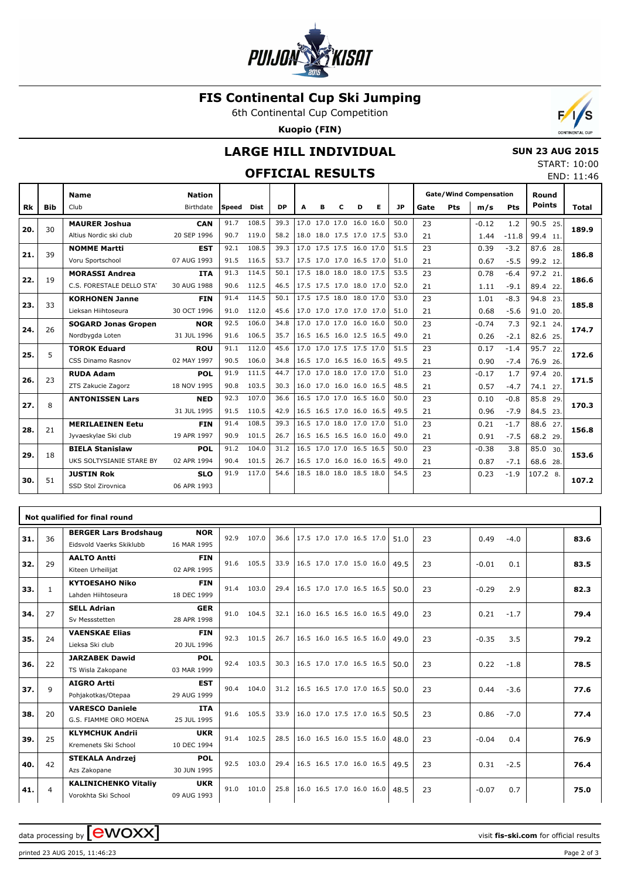# FIS Continental Cup Ski Jumping

6th Continental Cup Competition

**Kuopio (FIN)**

## LARGE HILL INDIVIDUAL

**SUN 23 AUG 2015**

START: 10:00
END: 11:46

## OFFICIAL RESULTS

| Rk | Bib | Name / Club | Nation / Birthdate | Speed | Dist | DP | A | B | C | D | E | JP | Gate | Pts | m/s | Pts | Round Points | Total |
|---|---|---|---|---|---|---|---|---|---|---|---|---|---|---|---|---|---|---|
| 20. | 30 | **MAURER Joshua** | **CAN** | 91.7 | 108.5 | 39.3 | 17.0 | 17.0 | 17.0 | 16.0 | 16.0 | 50.0 | 23 | | -0.12 | 1.2 | 90.5 25. | **189.9** |
| | | Altius Nordic ski club | 20 SEP 1996 | 90.7 | 119.0 | 58.2 | 18.0 | 18.0 | 17.5 | 17.0 | 17.5 | 53.0 | 21 | | 1.44 | -11.8 | 99.4 11. | |
| 21. | 39 | **NOMME Martti** | **EST** | 92.1 | 108.5 | 39.3 | 17.0 | 17.5 | 17.5 | 16.0 | 17.0 | 51.5 | 23 | | 0.39 | -3.2 | 87.6 28. | **186.8** |
| | | Voru Sportschool | 07 AUG 1993 | 91.5 | 116.5 | 53.7 | 17.5 | 17.0 | 17.0 | 16.5 | 17.0 | 51.0 | 21 | | 0.67 | -5.5 | 99.2 12. | |
| 22. | 19 | **MORASSI Andrea** | **ITA** | 91.3 | 114.5 | 50.1 | 17.5 | 18.0 | 18.0 | 18.0 | 17.5 | 53.5 | 23 | | 0.78 | -6.4 | 97.2 21. | **186.6** |
| | | C.S. FORESTALE DELLO STA | 30 AUG 1988 | 90.6 | 112.5 | 46.5 | 17.5 | 17.5 | 17.0 | 18.0 | 17.0 | 52.0 | 21 | | 1.11 | -9.1 | 89.4 22. | |
| 23. | 33 | **KORHONEN Janne** | **FIN** | 91.4 | 114.5 | 50.1 | 17.5 | 17.5 | 18.0 | 18.0 | 17.0 | 53.0 | 23 | | 1.01 | -8.3 | 94.8 23. | **185.8** |
| | | Lieksan Hiihtoseura | 30 OCT 1996 | 91.0 | 112.0 | 45.6 | 17.0 | 17.0 | 17.0 | 17.0 | 17.0 | 51.0 | 21 | | 0.68 | -5.6 | 91.0 20. | |
| 24. | 26 | **SOGARD Jonas Gropen** | **NOR** | 92.5 | 106.0 | 34.8 | 17.0 | 17.0 | 17.0 | 16.0 | 16.0 | 50.0 | 23 | | -0.74 | 7.3 | 92.1 24. | **174.7** |
| | | Nordbygda Loten | 31 JUL 1996 | 91.6 | 106.5 | 35.7 | 16.5 | 16.5 | 16.0 | 12.5 | 16.5 | 49.0 | 21 | | 0.26 | -2.1 | 82.6 25. | |
| 25. | 5 | **TOROK Eduard** | **ROU** | 91.1 | 112.0 | 45.6 | 17.0 | 17.0 | 17.5 | 17.5 | 17.0 | 51.5 | 23 | | 0.17 | -1.4 | 95.7 22. | **172.6** |
| | | CSS Dinamo Rasnov | 02 MAY 1997 | 90.5 | 106.0 | 34.8 | 16.5 | 17.0 | 16.5 | 16.0 | 16.5 | 49.5 | 21 | | 0.90 | -7.4 | 76.9 26. | |
| 26. | 23 | **RUDA Adam** | **POL** | 91.9 | 111.5 | 44.7 | 17.0 | 17.0 | 18.0 | 17.0 | 17.0 | 51.0 | 23 | | -0.17 | 1.7 | 97.4 20. | **171.5** |
| | | ZTS Zakucie Zagorz | 18 NOV 1995 | 90.8 | 103.5 | 30.3 | 16.0 | 17.0 | 16.0 | 16.0 | 16.5 | 48.5 | 21 | | 0.57 | -4.7 | 74.1 27. | |
| 27. | 8 | **ANTONISSEN Lars** | **NED** | 92.3 | 107.0 | 36.6 | 16.5 | 17.0 | 17.0 | 16.5 | 16.0 | 50.0 | 23 | | 0.10 | -0.8 | 85.8 29. | **170.3** |
| | | | 31 JUL 1995 | 91.5 | 110.5 | 42.9 | 16.5 | 16.5 | 17.0 | 16.0 | 16.5 | 49.5 | 21 | | 0.96 | -7.9 | 84.5 23. | |
| 28. | 21 | **MERILAEINEN Eetu** | **FIN** | 91.4 | 108.5 | 39.3 | 16.5 | 17.0 | 18.0 | 17.0 | 17.0 | 51.0 | 23 | | 0.21 | -1.7 | 88.6 27. | **156.8** |
| | | Jyvaeskylae Ski club | 19 APR 1997 | 90.9 | 101.5 | 26.7 | 16.5 | 16.5 | 16.5 | 16.0 | 16.0 | 49.0 | 21 | | 0.91 | -7.5 | 68.2 29. | |
| 29. | 18 | **BIELA Stanislaw** | **POL** | 91.2 | 104.0 | 31.2 | 16.5 | 17.0 | 17.0 | 16.5 | 16.5 | 50.0 | 23 | | -0.38 | 3.8 | 85.0 30. | **153.6** |
| | | UKS SOLTYSIANIE STARE BY | 02 APR 1994 | 90.4 | 101.5 | 26.7 | 16.5 | 17.0 | 16.0 | 16.0 | 16.5 | 49.0 | 21 | | 0.87 | -7.1 | 68.6 28. | |
| 30. | 51 | **JUSTIN Rok** | **SLO** | 91.9 | 117.0 | 54.6 | 18.5 | 18.0 | 18.0 | 18.5 | 18.0 | 54.5 | 23 | | 0.23 | -1.9 | 107.2 8. | **107.2** |
| | | SSD Stol Zirovnica | 06 APR 1993 | | | | | | | | | | | | | | | |

### Not qualified for final round

| Rk | Bib | Name / Club | Nation / Birthdate | Speed | Dist | DP | A | B | C | D | E | JP | Gate | Pts | m/s | Pts | Round Points | Total |
|---|---|---|---|---|---|---|---|---|---|---|---|---|---|---|---|---|---|---|
| 31. | 36 | **BERGER Lars Brodshaug** | **NOR** | 92.9 | 107.0 | 36.6 | 17.5 | 17.0 | 17.0 | 16.5 | 17.0 | 51.0 | 23 | | 0.49 | -4.0 | | **83.6** |
| | | Eidsvold Vaerks Skiklubb | 16 MAR 1995 | | | | | | | | | | | | | | | |
| 32. | 29 | **AALTO Antti** | **FIN** | 91.6 | 105.5 | 33.9 | 16.5 | 17.0 | 17.0 | 15.0 | 16.0 | 49.5 | 23 | | -0.01 | 0.1 | | **83.5** |
| | | Kiteen Urheilijat | 02 APR 1995 | | | | | | | | | | | | | | | |
| 33. | 1 | **KYTOESAHO Niko** | **FIN** | 91.4 | 103.0 | 29.4 | 16.5 | 17.0 | 17.0 | 16.5 | 16.5 | 50.0 | 23 | | -0.29 | 2.9 | | **82.3** |
| | | Lahden Hiihtoseura | 18 DEC 1999 | | | | | | | | | | | | | | | |
| 34. | 27 | **SELL Adrian** | **GER** | 91.0 | 104.5 | 32.1 | 16.0 | 16.5 | 16.5 | 16.0 | 16.5 | 49.0 | 23 | | 0.21 | -1.7 | | **79.4** |
| | | Sv Messstetten | 28 APR 1998 | | | | | | | | | | | | | | | |
| 35. | 24 | **VAENSKAE Elias** | **FIN** | 92.3 | 101.5 | 26.7 | 16.5 | 16.0 | 16.5 | 16.5 | 16.0 | 49.0 | 23 | | -0.35 | 3.5 | | **79.2** |
| | | Lieksa Ski club | 20 JUL 1996 | | | | | | | | | | | | | | | |
| 36. | 22 | **JARZABEK Dawid** | **POL** | 92.4 | 103.5 | 30.3 | 16.5 | 17.0 | 17.0 | 16.5 | 16.5 | 50.0 | 23 | | 0.22 | -1.8 | | **78.5** |
| | | TS Wisla Zakopane | 03 MAR 1999 | | | | | | | | | | | | | | | |
| 37. | 9 | **AIGRO Artti** | **EST** | 90.4 | 104.0 | 31.2 | 16.5 | 16.5 | 17.0 | 17.0 | 16.5 | 50.0 | 23 | | 0.44 | -3.6 | | **77.6** |
| | | Pohjakotkas/Otepaa | 29 AUG 1999 | | | | | | | | | | | | | | | |
| 38. | 20 | **VARESCO Daniele** | **ITA** | 91.6 | 105.5 | 33.9 | 16.0 | 17.0 | 17.5 | 17.0 | 16.5 | 50.5 | 23 | | 0.86 | -7.0 | | **77.4** |
| | | G.S. FIAMME ORO MOENA | 25 JUL 1995 | | | | | | | | | | | | | | | |
| 39. | 25 | **KLYMCHUK Andrii** | **UKR** | 91.4 | 102.5 | 28.5 | 16.0 | 16.5 | 16.0 | 15.5 | 16.0 | 48.0 | 23 | | -0.04 | 0.4 | | **76.9** |
| | | Kremenets Ski School | 10 DEC 1994 | | | | | | | | | | | | | | | |
| 40. | 42 | **STEKALA Andrzej** | **POL** | 92.5 | 103.0 | 29.4 | 16.5 | 16.5 | 17.0 | 16.0 | 16.5 | 49.5 | 23 | | 0.31 | -2.5 | | **76.4** |
| | | Azs Zakopane | 30 JUN 1995 | | | | | | | | | | | | | | | |
| 41. | 4 | **KALINICHENKO Vitaliy** | **UKR** | 91.0 | 101.0 | 25.8 | 16.0 | 16.5 | 17.0 | 16.0 | 16.0 | 48.5 | 23 | | -0.07 | 0.7 | | **75.0** |
| | | Vorokhta Ski School | 09 AUG 1993 | | | | | | | | | | | | | | | |

data processing by EWOXX — visit **fis-ski.com** for official results

printed 23 AUG 2015, 11:46:23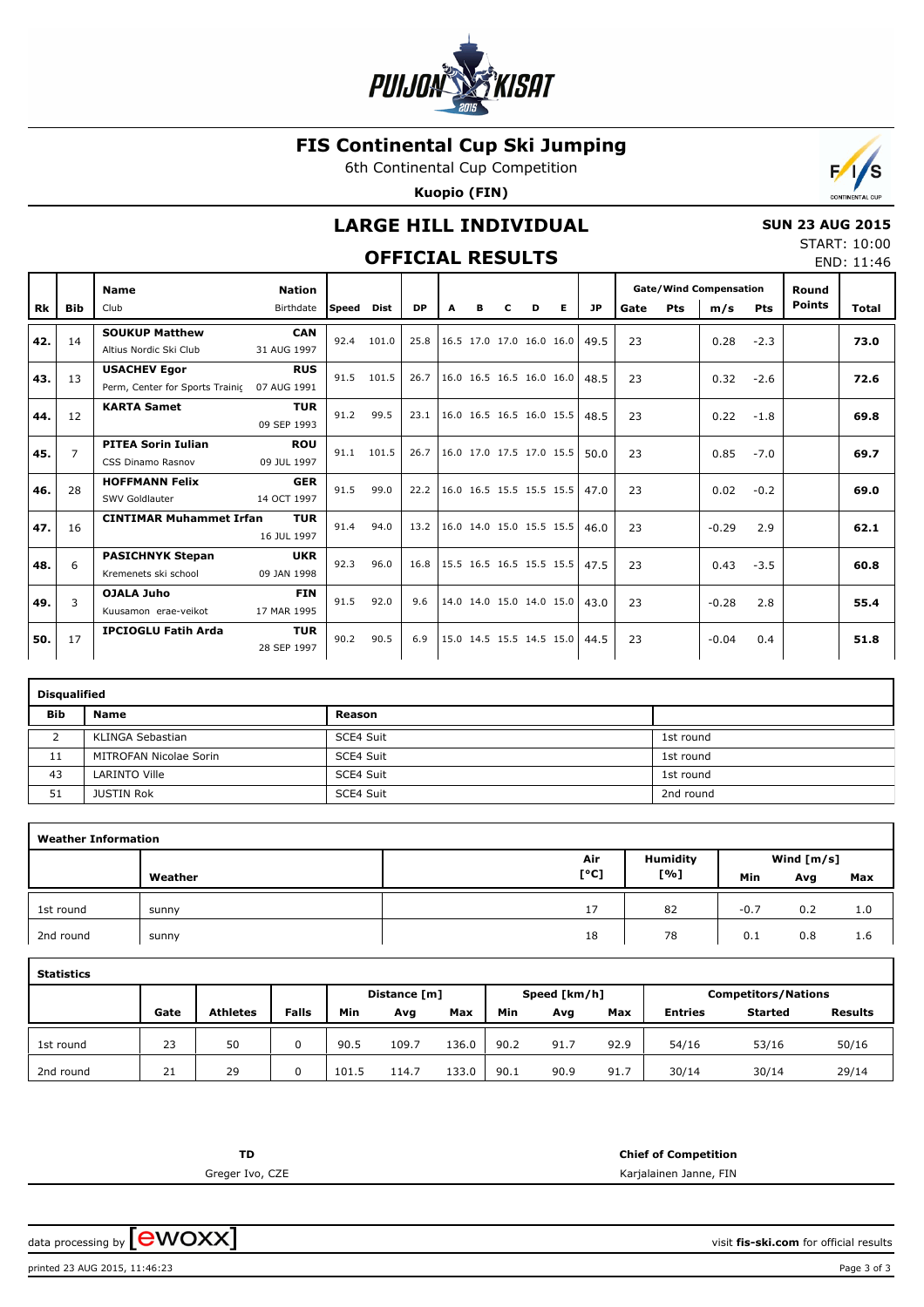# FIS Continental Cup Ski Jumping

6th Continental Cup Competition

**Kuopio (FIN)**

## LARGE HILL INDIVIDUAL

**SUN 23 AUG 2015**

START: 10:00

END: 11:46

## OFFICIAL RESULTS

| Rk | Bib | Name / Club | Nation / Birthdate | Speed | Dist | DP | A | B | C | D | E | JP | Gate | Pts | m/s | Pts | Round Points | Total |
|---|---|---|---|---|---|---|---|---|---|---|---|---|---|---|---|---|---|---|
| 42. | 14 | **SOUKUP Matthew** Altius Nordic Ski Club | **CAN** 31 AUG 1997 | 92.4 | 101.0 | 25.8 | 16.5 | 17.0 | 17.0 | 16.0 | 16.0 | 49.5 | 23 | | 0.28 | -2.3 | | **73.0** |
| 43. | 13 | **USACHEV Egor** Perm, Center for Sports Trainic | **RUS** 07 AUG 1991 | 91.5 | 101.5 | 26.7 | 16.0 | 16.5 | 16.5 | 16.0 | 16.0 | 48.5 | 23 | | 0.32 | -2.6 | | **72.6** |
| 44. | 12 | **KARTA Samet** | **TUR** 09 SEP 1993 | 91.2 | 99.5 | 23.1 | 16.0 | 16.5 | 16.5 | 16.0 | 15.5 | 48.5 | 23 | | 0.22 | -1.8 | | **69.8** |
| 45. | 7 | **PITEA Sorin Iulian** CSS Dinamo Rasnov | **ROU** 09 JUL 1997 | 91.1 | 101.5 | 26.7 | 16.0 | 17.0 | 17.5 | 17.0 | 15.5 | 50.0 | 23 | | 0.85 | -7.0 | | **69.7** |
| 46. | 28 | **HOFFMANN Felix** SWV Goldlauter | **GER** 14 OCT 1997 | 91.5 | 99.0 | 22.2 | 16.0 | 16.5 | 15.5 | 15.5 | 15.5 | 47.0 | 23 | | 0.02 | -0.2 | | **69.0** |
| 47. | 16 | **CINTIMAR Muhammet Irfan** | **TUR** 16 JUL 1997 | 91.4 | 94.0 | 13.2 | 16.0 | 14.0 | 15.0 | 15.5 | 15.5 | 46.0 | 23 | | -0.29 | 2.9 | | **62.1** |
| 48. | 6 | **PASICHNYK Stepan** Kremenets ski school | **UKR** 09 JAN 1998 | 92.3 | 96.0 | 16.8 | 15.5 | 16.5 | 16.5 | 15.5 | 15.5 | 47.5 | 23 | | 0.43 | -3.5 | | **60.8** |
| 49. | 3 | **OJALA Juho** Kuusamon erae-veikot | **FIN** 17 MAR 1995 | 91.5 | 92.0 | 9.6 | 14.0 | 14.0 | 15.0 | 14.0 | 15.0 | 43.0 | 23 | | -0.28 | 2.8 | | **55.4** |
| 50. | 17 | **IPCIOGLU Fatih Arda** | **TUR** 28 SEP 1997 | 90.2 | 90.5 | 6.9 | 15.0 | 14.5 | 15.5 | 14.5 | 15.0 | 44.5 | 23 | | -0.04 | 0.4 | | **51.8** |

### Disqualified

| Bib | Name | Reason | |
|---|---|---|---|
| 2 | KLINGA Sebastian | SCE4 Suit | 1st round |
| 11 | MITROFAN Nicolae Sorin | SCE4 Suit | 1st round |
| 43 | LARINTO Ville | SCE4 Suit | 1st round |
| 51 | JUSTIN Rok | SCE4 Suit | 2nd round |

### Weather Information

| | Weather | Air [°C] | Humidity [%] | Wind [m/s] Min | Avg | Max |
|---|---|---|---|---|---|---|
| 1st round | sunny | 17 | 82 | -0.7 | 0.2 | 1.0 |
| 2nd round | sunny | 18 | 78 | 0.1 | 0.8 | 1.6 |

### Statistics

| | Gate | Athletes | Falls | Distance [m] Min | Avg | Max | Speed [km/h] Min | Avg | Max | Competitors/Nations Entries | Started | Results |
|---|---|---|---|---|---|---|---|---|---|---|---|---|
| 1st round | 23 | 50 | 0 | 90.5 | 109.7 | 136.0 | 90.2 | 91.7 | 92.9 | 54/16 | 53/16 | 50/16 |
| 2nd round | 21 | 29 | 0 | 101.5 | 114.7 | 133.0 | 90.1 | 90.9 | 91.7 | 30/14 | 30/14 | 29/14 |

**TD**
Greger Ivo, CZE

**Chief of Competition**
Karjalainen Janne, FIN

data processing by ewoxx — visit **fis-ski.com** for official results

printed 23 AUG 2015, 11:46:23